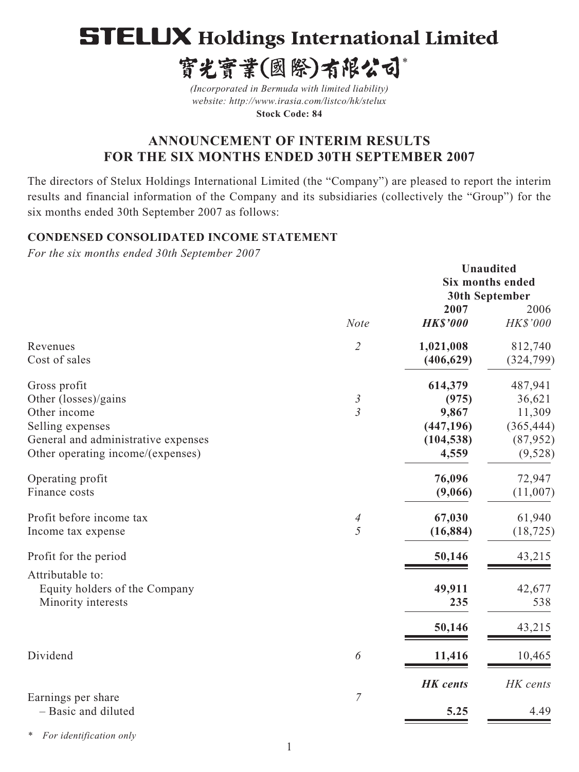# STELUX Holdings International Limited

# 寶光實業(國際)有限公司*

*(Incorporated in Bermuda with limited liability)*
*website: http://www.irasia.com/listco/hk/stelux*
**Stock Code: 84**

## ANNOUNCEMENT OF INTERIM RESULTS FOR THE SIX MONTHS ENDED 30TH SEPTEMBER 2007

The directors of Stelux Holdings International Limited (the "Company") are pleased to report the interim results and financial information of the Company and its subsidiaries (collectively the "Group") for the six months ended 30th September 2007 as follows:

### CONDENSED CONSOLIDATED INCOME STATEMENT

*For the six months ended 30th September 2007*

| | | Unaudited Six months ended 30th September | |
|---|---|---|---|
| | *Note* | **2007** **HK$'000** | 2006 HK$'000 |
| Revenues | *2* | **1,021,008** | 812,740 |
| Cost of sales | | **(406,629)** | (324,799) |
| Gross profit | | **614,379** | 487,941 |
| Other (losses)/gains | *3* | **(975)** | 36,621 |
| Other income | *3* | **9,867** | 11,309 |
| Selling expenses | | **(447,196)** | (365,444) |
| General and administrative expenses | | **(104,538)** | (87,952) |
| Other operating income/(expenses) | | **4,559** | (9,528) |
| Operating profit | | **76,096** | 72,947 |
| Finance costs | | **(9,066)** | (11,007) |
| Profit before income tax | *4* | **67,030** | 61,940 |
| Income tax expense | *5* | **(16,884)** | (18,725) |
| Profit for the period | | **50,146** | 43,215 |
| Attributable to: | | | |
| Equity holders of the Company | | **49,911** | 42,677 |
| Minority interests | | **235** | 538 |
| | | **50,146** | 43,215 |
| Dividend | *6* | **11,416** | 10,465 |
| | | ***HK cents*** | *HK cents* |
| Earnings per share | *7* | | |
| – Basic and diluted | | **5.25** | 4.49 |

\* *For identification only*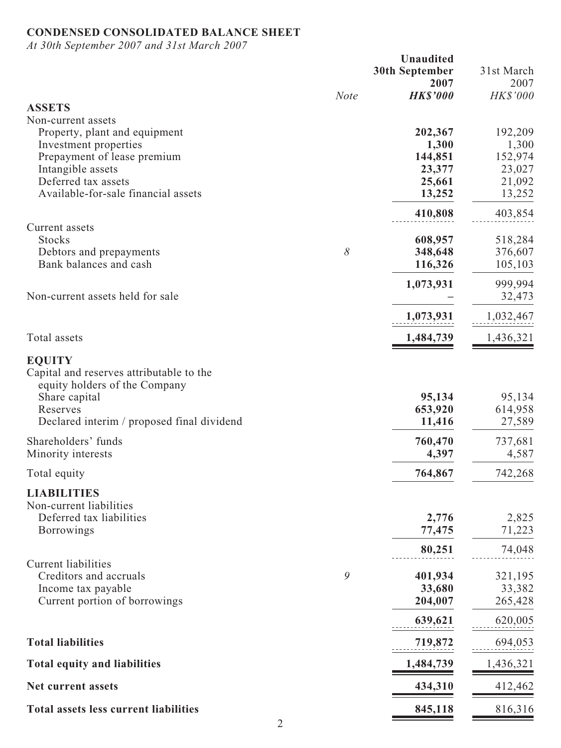**CONDENSED CONSOLIDATED BALANCE SHEET**

*At 30th September 2007 and 31st March 2007*

| | Note | Unaudited 30th September 2007 HK$'000 | 31st March 2007 HK$'000 |
|---|---|---|---|
| **ASSETS** | | | |
| Non-current assets | | | |
| Property, plant and equipment | | **202,367** | 192,209 |
| Investment properties | | **1,300** | 1,300 |
| Prepayment of lease premium | | **144,851** | 152,974 |
| Intangible assets | | **23,377** | 23,027 |
| Deferred tax assets | | **25,661** | 21,092 |
| Available-for-sale financial assets | | **13,252** | 13,252 |
| | | **410,808** | 403,854 |
| Current assets | | | |
| Stocks | | **608,957** | 518,284 |
| Debtors and prepayments | 8 | **348,648** | 376,607 |
| Bank balances and cash | | **116,326** | 105,103 |
| | | **1,073,931** | 999,994 |
| Non-current assets held for sale | | **–** | 32,473 |
| | | **1,073,931** | 1,032,467 |
| Total assets | | **1,484,739** | 1,436,321 |
| **EQUITY** | | | |
| Capital and reserves attributable to the equity holders of the Company | | | |
| Share capital | | **95,134** | 95,134 |
| Reserves | | **653,920** | 614,958 |
| Declared interim / proposed final dividend | | **11,416** | 27,589 |
| Shareholders' funds | | **760,470** | 737,681 |
| Minority interests | | **4,397** | 4,587 |
| Total equity | | **764,867** | 742,268 |
| **LIABILITIES** | | | |
| Non-current liabilities | | | |
| Deferred tax liabilities | | **2,776** | 2,825 |
| Borrowings | | **77,475** | 71,223 |
| | | **80,251** | 74,048 |
| Current liabilities | | | |
| Creditors and accruals | 9 | **401,934** | 321,195 |
| Income tax payable | | **33,680** | 33,382 |
| Current portion of borrowings | | **204,007** | 265,428 |
| | | **639,621** | 620,005 |
| **Total liabilities** | | **719,872** | 694,053 |
| **Total equity and liabilities** | | **1,484,739** | 1,436,321 |
| **Net current assets** | | **434,310** | 412,462 |
| **Total assets less current liabilities** | | **845,118** | 816,316 |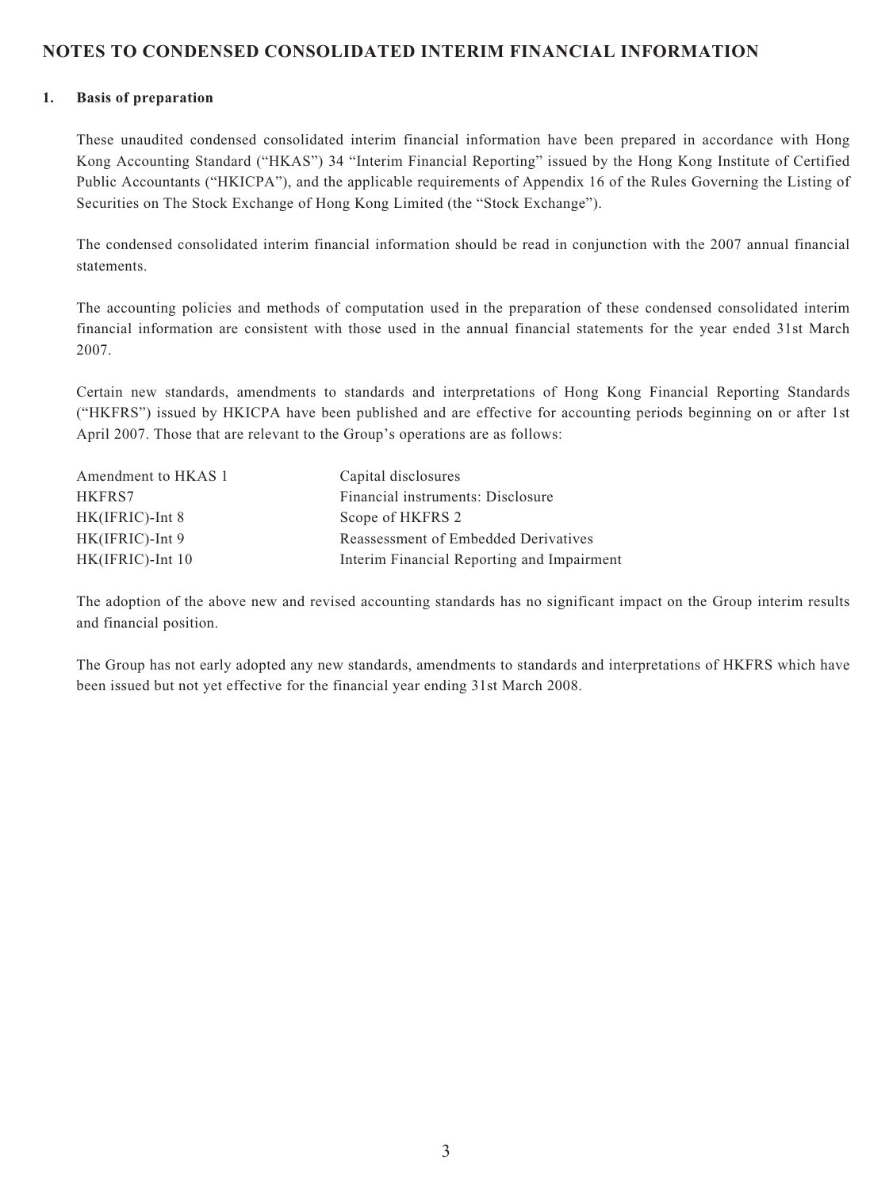# NOTES TO CONDENSED CONSOLIDATED INTERIM FINANCIAL INFORMATION

## 1. Basis of preparation

These unaudited condensed consolidated interim financial information have been prepared in accordance with Hong Kong Accounting Standard ("HKAS") 34 "Interim Financial Reporting" issued by the Hong Kong Institute of Certified Public Accountants ("HKICPA"), and the applicable requirements of Appendix 16 of the Rules Governing the Listing of Securities on The Stock Exchange of Hong Kong Limited (the "Stock Exchange").

The condensed consolidated interim financial information should be read in conjunction with the 2007 annual financial statements.

The accounting policies and methods of computation used in the preparation of these condensed consolidated interim financial information are consistent with those used in the annual financial statements for the year ended 31st March 2007.

Certain new standards, amendments to standards and interpretations of Hong Kong Financial Reporting Standards ("HKFRS") issued by HKICPA have been published and are effective for accounting periods beginning on or after 1st April 2007. Those that are relevant to the Group's operations are as follows:

| | |
|---|---|
| Amendment to HKAS 1 | Capital disclosures |
| HKFRS7 | Financial instruments: Disclosure |
| HK(IFRIC)-Int 8 | Scope of HKFRS 2 |
| HK(IFRIC)-Int 9 | Reassessment of Embedded Derivatives |
| HK(IFRIC)-Int 10 | Interim Financial Reporting and Impairment |

The adoption of the above new and revised accounting standards has no significant impact on the Group interim results and financial position.

The Group has not early adopted any new standards, amendments to standards and interpretations of HKFRS which have been issued but not yet effective for the financial year ending 31st March 2008.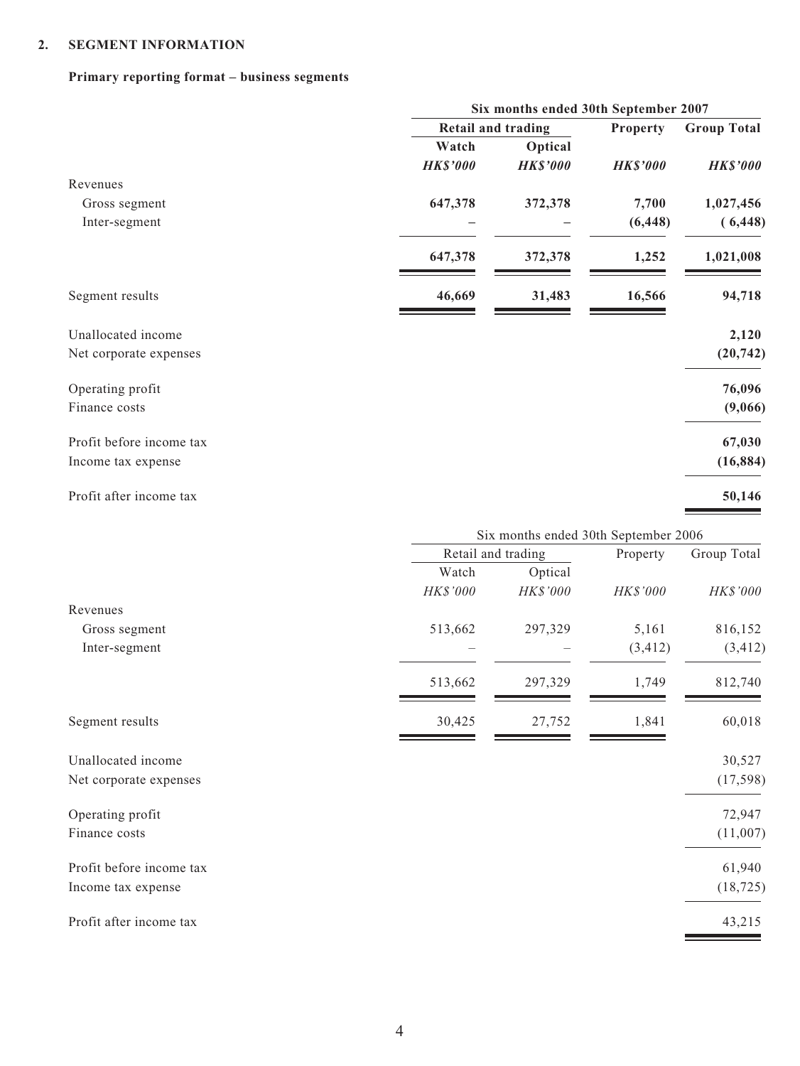## 2. SEGMENT INFORMATION

### Primary reporting format – business segments

| | Six months ended 30th September 2007 | | | |
|---|---|---|---|---|
| | Retail and trading | | Property | Group Total |
| | Watch | Optical | | |
| | *HK$'000* | *HK$'000* | *HK$'000* | *HK$'000* |
| Revenues | | | | |
| Gross segment | **647,378** | **372,378** | **7,700** | **1,027,456** |
| Inter-segment | **–** | **–** | **(6,448)** | **( 6,448)** |
| | **647,378** | **372,378** | **1,252** | **1,021,008** |
| Segment results | **46,669** | **31,483** | **16,566** | **94,718** |
| Unallocated income | | | | **2,120** |
| Net corporate expenses | | | | **(20,742)** |
| Operating profit | | | | **76,096** |
| Finance costs | | | | **(9,066)** |
| Profit before income tax | | | | **67,030** |
| Income tax expense | | | | **(16,884)** |
| Profit after income tax | | | | **50,146** |

| | Six months ended 30th September 2006 | | | |
|---|---|---|---|---|
| | Retail and trading | | Property | Group Total |
| | Watch | Optical | | |
| | *HK$'000* | *HK$'000* | *HK$'000* | *HK$'000* |
| Revenues | | | | |
| Gross segment | 513,662 | 297,329 | 5,161 | 816,152 |
| Inter-segment | – | – | (3,412) | (3,412) |
| | 513,662 | 297,329 | 1,749 | 812,740 |
| Segment results | 30,425 | 27,752 | 1,841 | 60,018 |
| Unallocated income | | | | 30,527 |
| Net corporate expenses | | | | (17,598) |
| Operating profit | | | | 72,947 |
| Finance costs | | | | (11,007) |
| Profit before income tax | | | | 61,940 |
| Income tax expense | | | | (18,725) |
| Profit after income tax | | | | 43,215 |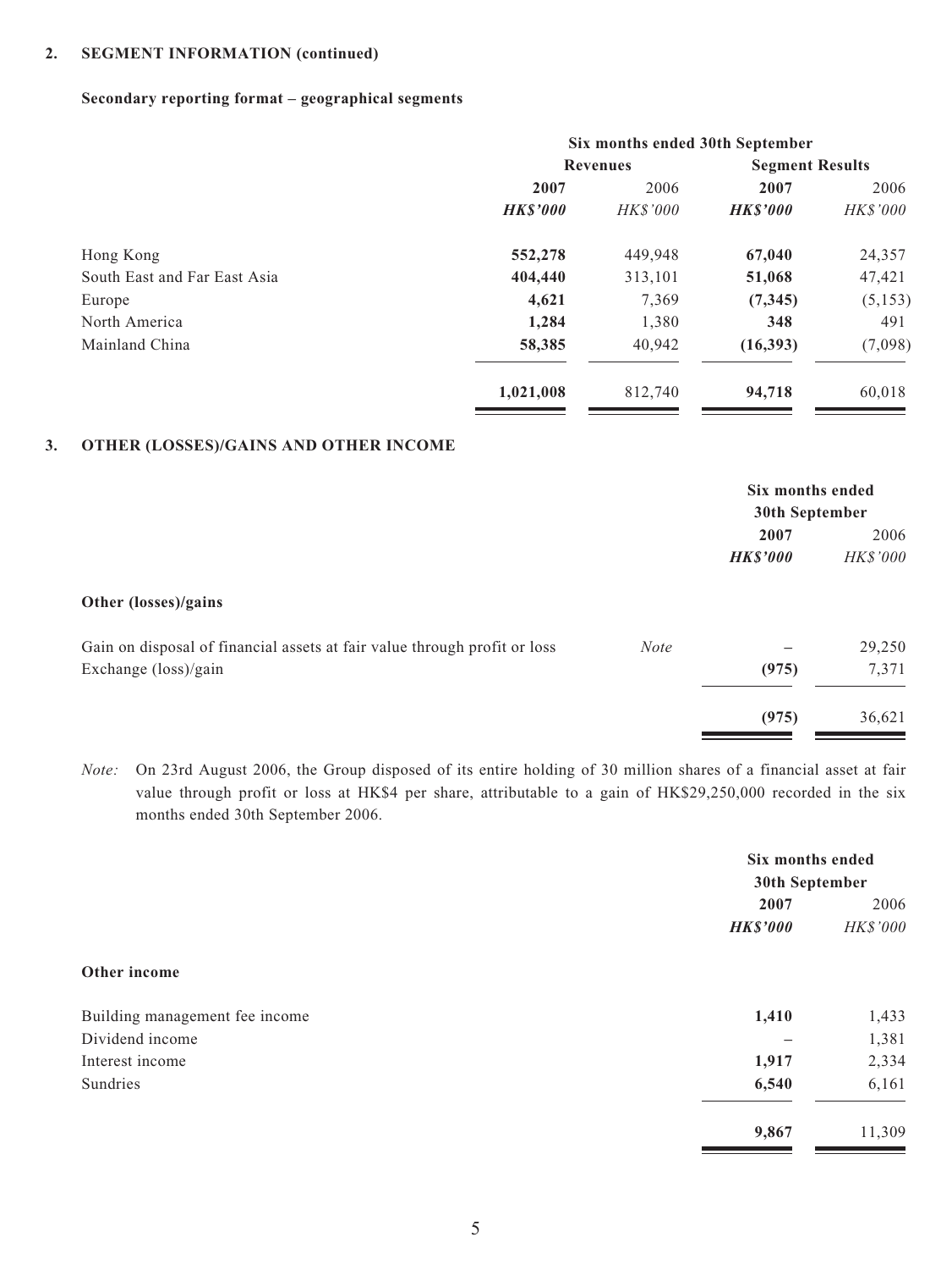## 2. SEGMENT INFORMATION (continued)

### Secondary reporting format – geographical segments

| | Six months ended 30th September | | | |
|---|---|---|---|---|
| | Revenues | | Segment Results | |
| | **2007** | 2006 | **2007** | 2006 |
| | ***HK$'000*** | *HK$'000* | ***HK$'000*** | *HK$'000* |
| Hong Kong | **552,278** | 449,948 | **67,040** | 24,357 |
| South East and Far East Asia | **404,440** | 313,101 | **51,068** | 47,421 |
| Europe | **4,621** | 7,369 | **(7,345)** | (5,153) |
| North America | **1,284** | 1,380 | **348** | 491 |
| Mainland China | **58,385** | 40,942 | **(16,393)** | (7,098) |
| | **1,021,008** | 812,740 | **94,718** | 60,018 |

## 3. OTHER (LOSSES)/GAINS AND OTHER INCOME

| | | Six months ended 30th September | |
|---|---|---|---|
| | | **2007** | 2006 |
| | | ***HK$'000*** | *HK$'000* |
| **Other (losses)/gains** | | | |
| Gain on disposal of financial assets at fair value through profit or loss | *Note* | – | 29,250 |
| Exchange (loss)/gain | | **(975)** | 7,371 |
| | | **(975)** | 36,621 |

*Note:* On 23rd August 2006, the Group disposed of its entire holding of 30 million shares of a financial asset at fair value through profit or loss at HK$4 per share, attributable to a gain of HK$29,250,000 recorded in the six months ended 30th September 2006.

| | Six months ended 30th September | |
|---|---|---|
| | **2007** | 2006 |
| | ***HK$'000*** | *HK$'000* |
| **Other income** | | |
| Building management fee income | **1,410** | 1,433 |
| Dividend income | – | 1,381 |
| Interest income | **1,917** | 2,334 |
| Sundries | **6,540** | 6,161 |
| | **9,867** | 11,309 |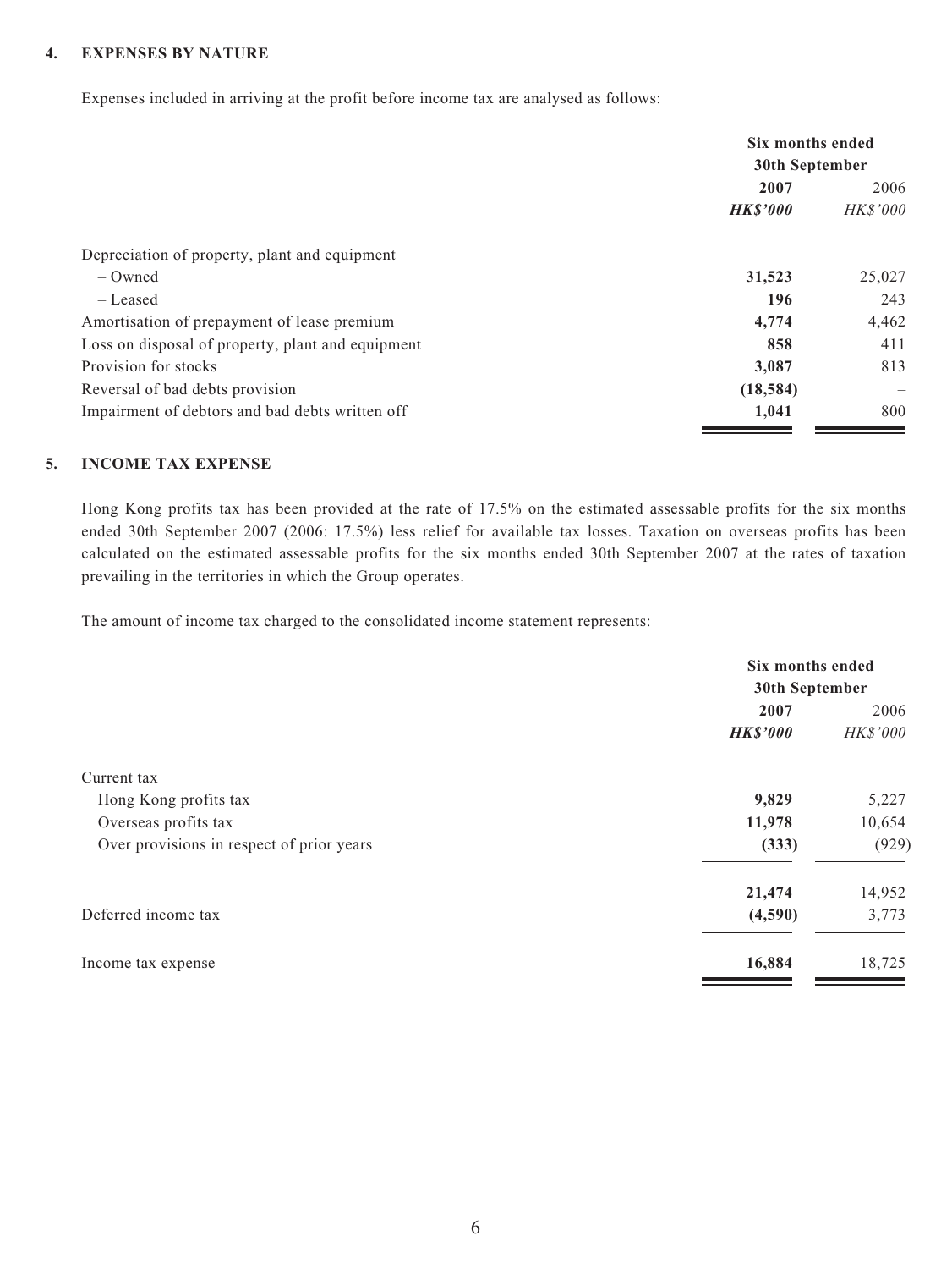## 4. EXPENSES BY NATURE

Expenses included in arriving at the profit before income tax are analysed as follows:

| | Six months ended 30th September | |
|---|---|---|
| | **2007** | 2006 |
| | ***HK$'000*** | *HK$'000* |
| Depreciation of property, plant and equipment | | |
| – Owned | **31,523** | 25,027 |
| – Leased | **196** | 243 |
| Amortisation of prepayment of lease premium | **4,774** | 4,462 |
| Loss on disposal of property, plant and equipment | **858** | 411 |
| Provision for stocks | **3,087** | 813 |
| Reversal of bad debts provision | **(18,584)** | – |
| Impairment of debtors and bad debts written off | **1,041** | 800 |

## 5. INCOME TAX EXPENSE

Hong Kong profits tax has been provided at the rate of 17.5% on the estimated assessable profits for the six months ended 30th September 2007 (2006: 17.5%) less relief for available tax losses. Taxation on overseas profits has been calculated on the estimated assessable profits for the six months ended 30th September 2007 at the rates of taxation prevailing in the territories in which the Group operates.

The amount of income tax charged to the consolidated income statement represents:

| | Six months ended 30th September | |
|---|---|---|
| | **2007** | 2006 |
| | ***HK$'000*** | *HK$'000* |
| Current tax | | |
| Hong Kong profits tax | **9,829** | 5,227 |
| Overseas profits tax | **11,978** | 10,654 |
| Over provisions in respect of prior years | **(333)** | (929) |
| | **21,474** | 14,952 |
| Deferred income tax | **(4,590)** | 3,773 |
| Income tax expense | **16,884** | 18,725 |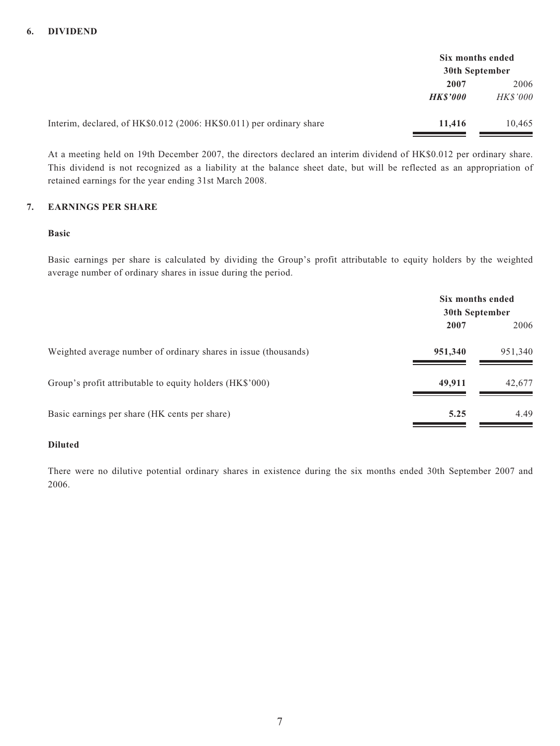## 6. DIVIDEND

| | Six months ended 30th September | |
|---|---|---|
| | **2007** | 2006 |
| | ***HK$'000*** | *HK$'000* |
| Interim, declared, of HK$0.012 (2006: HK$0.011) per ordinary share | **11,416** | 10,465 |

At a meeting held on 19th December 2007, the directors declared an interim dividend of HK$0.012 per ordinary share. This dividend is not recognized as a liability at the balance sheet date, but will be reflected as an appropriation of retained earnings for the year ending 31st March 2008.

## 7. EARNINGS PER SHARE

**Basic**

Basic earnings per share is calculated by dividing the Group's profit attributable to equity holders by the weighted average number of ordinary shares in issue during the period.

| | Six months ended 30th September | |
|---|---|---|
| | **2007** | 2006 |
| Weighted average number of ordinary shares in issue (thousands) | **951,340** | 951,340 |
| Group's profit attributable to equity holders (HK$'000) | **49,911** | 42,677 |
| Basic earnings per share (HK cents per share) | **5.25** | 4.49 |

**Diluted**

There were no dilutive potential ordinary shares in existence during the six months ended 30th September 2007 and 2006.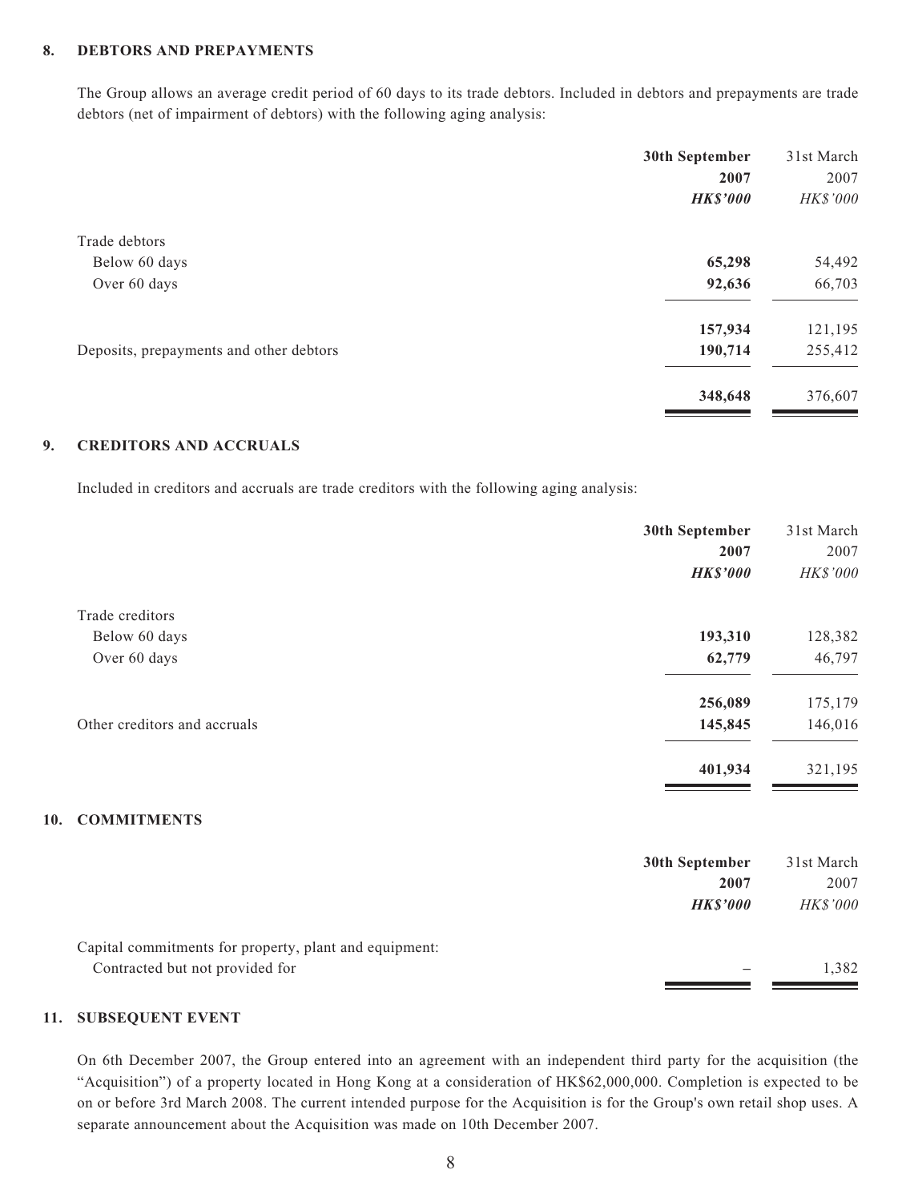## 8. DEBTORS AND PREPAYMENTS

The Group allows an average credit period of 60 days to its trade debtors. Included in debtors and prepayments are trade debtors (net of impairment of debtors) with the following aging analysis:

| | **30th September 2007** | 31st March 2007 |
|---|---|---|
| | ***HK$'000*** | *HK$'000* |
| Trade debtors | | |
| Below 60 days | **65,298** | 54,492 |
| Over 60 days | **92,636** | 66,703 |
| | **157,934** | 121,195 |
| Deposits, prepayments and other debtors | **190,714** | 255,412 |
| | **348,648** | 376,607 |

## 9. CREDITORS AND ACCRUALS

Included in creditors and accruals are trade creditors with the following aging analysis:

| | **30th September 2007** | 31st March 2007 |
|---|---|---|
| | ***HK$'000*** | *HK$'000* |
| Trade creditors | | |
| Below 60 days | **193,310** | 128,382 |
| Over 60 days | **62,779** | 46,797 |
| | **256,089** | 175,179 |
| Other creditors and accruals | **145,845** | 146,016 |
| | **401,934** | 321,195 |

## 10. COMMITMENTS

| | **30th September 2007** | 31st March 2007 |
|---|---|---|
| | ***HK$'000*** | *HK$'000* |
| Capital commitments for property, plant and equipment: | | |
| Contracted but not provided for | – | 1,382 |

## 11. SUBSEQUENT EVENT

On 6th December 2007, the Group entered into an agreement with an independent third party for the acquisition (the "Acquisition") of a property located in Hong Kong at a consideration of HK$62,000,000. Completion is expected to be on or before 3rd March 2008. The current intended purpose for the Acquisition is for the Group's own retail shop uses. A separate announcement about the Acquisition was made on 10th December 2007.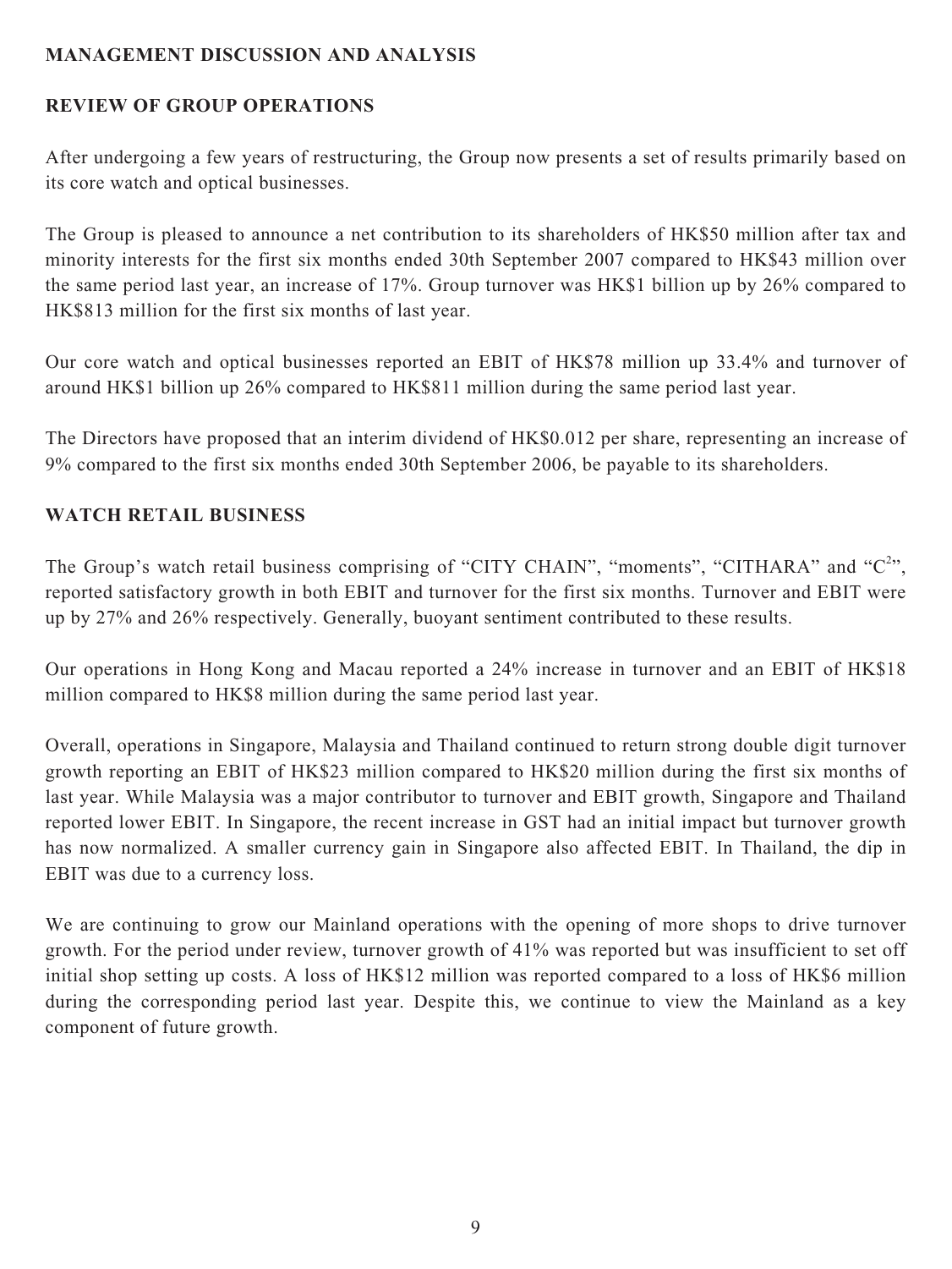## MANAGEMENT DISCUSSION AND ANALYSIS

### REVIEW OF GROUP OPERATIONS

After undergoing a few years of restructuring, the Group now presents a set of results primarily based on its core watch and optical businesses.

The Group is pleased to announce a net contribution to its shareholders of HK$50 million after tax and minority interests for the first six months ended 30th September 2007 compared to HK$43 million over the same period last year, an increase of 17%. Group turnover was HK$1 billion up by 26% compared to HK$813 million for the first six months of last year.

Our core watch and optical businesses reported an EBIT of HK$78 million up 33.4% and turnover of around HK$1 billion up 26% compared to HK$811 million during the same period last year.

The Directors have proposed that an interim dividend of HK$0.012 per share, representing an increase of 9% compared to the first six months ended 30th September 2006, be payable to its shareholders.

### WATCH RETAIL BUSINESS

The Group's watch retail business comprising of "CITY CHAIN", "moments", "CITHARA" and "$C^2$", reported satisfactory growth in both EBIT and turnover for the first six months. Turnover and EBIT were up by 27% and 26% respectively. Generally, buoyant sentiment contributed to these results.

Our operations in Hong Kong and Macau reported a 24% increase in turnover and an EBIT of HK$18 million compared to HK$8 million during the same period last year.

Overall, operations in Singapore, Malaysia and Thailand continued to return strong double digit turnover growth reporting an EBIT of HK$23 million compared to HK$20 million during the first six months of last year. While Malaysia was a major contributor to turnover and EBIT growth, Singapore and Thailand reported lower EBIT. In Singapore, the recent increase in GST had an initial impact but turnover growth has now normalized. A smaller currency gain in Singapore also affected EBIT. In Thailand, the dip in EBIT was due to a currency loss.

We are continuing to grow our Mainland operations with the opening of more shops to drive turnover growth. For the period under review, turnover growth of 41% was reported but was insufficient to set off initial shop setting up costs. A loss of HK$12 million was reported compared to a loss of HK$6 million during the corresponding period last year. Despite this, we continue to view the Mainland as a key component of future growth.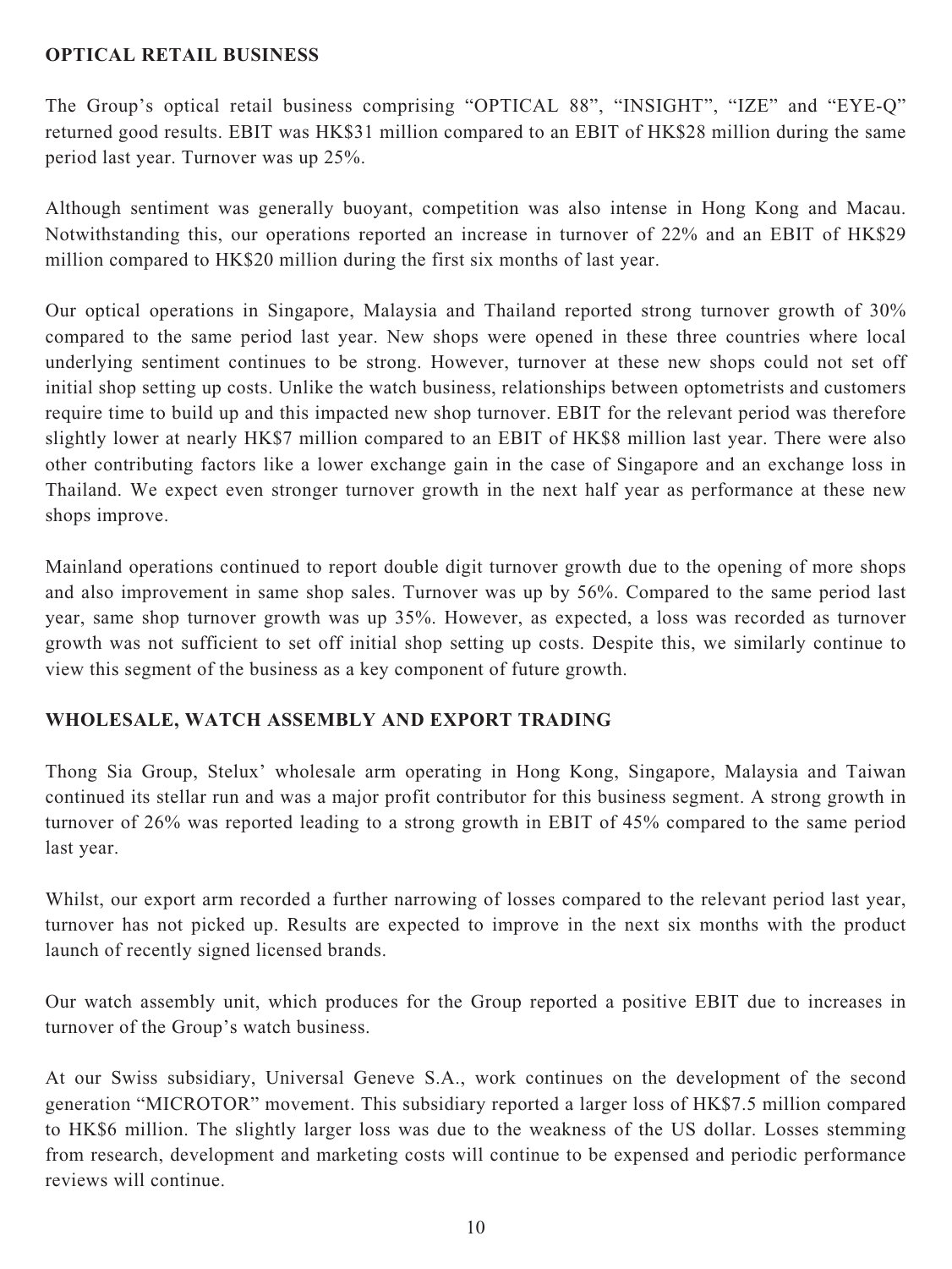## OPTICAL RETAIL BUSINESS

The Group's optical retail business comprising "OPTICAL 88", "INSIGHT", "IZE" and "EYE-Q" returned good results. EBIT was HK$31 million compared to an EBIT of HK$28 million during the same period last year. Turnover was up 25%.

Although sentiment was generally buoyant, competition was also intense in Hong Kong and Macau. Notwithstanding this, our operations reported an increase in turnover of 22% and an EBIT of HK$29 million compared to HK$20 million during the first six months of last year.

Our optical operations in Singapore, Malaysia and Thailand reported strong turnover growth of 30% compared to the same period last year. New shops were opened in these three countries where local underlying sentiment continues to be strong. However, turnover at these new shops could not set off initial shop setting up costs. Unlike the watch business, relationships between optometrists and customers require time to build up and this impacted new shop turnover. EBIT for the relevant period was therefore slightly lower at nearly HK$7 million compared to an EBIT of HK$8 million last year. There were also other contributing factors like a lower exchange gain in the case of Singapore and an exchange loss in Thailand. We expect even stronger turnover growth in the next half year as performance at these new shops improve.

Mainland operations continued to report double digit turnover growth due to the opening of more shops and also improvement in same shop sales. Turnover was up by 56%. Compared to the same period last year, same shop turnover growth was up 35%. However, as expected, a loss was recorded as turnover growth was not sufficient to set off initial shop setting up costs. Despite this, we similarly continue to view this segment of the business as a key component of future growth.

## WHOLESALE, WATCH ASSEMBLY AND EXPORT TRADING

Thong Sia Group, Stelux' wholesale arm operating in Hong Kong, Singapore, Malaysia and Taiwan continued its stellar run and was a major profit contributor for this business segment. A strong growth in turnover of 26% was reported leading to a strong growth in EBIT of 45% compared to the same period last year.

Whilst, our export arm recorded a further narrowing of losses compared to the relevant period last year, turnover has not picked up. Results are expected to improve in the next six months with the product launch of recently signed licensed brands.

Our watch assembly unit, which produces for the Group reported a positive EBIT due to increases in turnover of the Group's watch business.

At our Swiss subsidiary, Universal Geneve S.A., work continues on the development of the second generation "MICROTOR" movement. This subsidiary reported a larger loss of HK$7.5 million compared to HK$6 million. The slightly larger loss was due to the weakness of the US dollar. Losses stemming from research, development and marketing costs will continue to be expensed and periodic performance reviews will continue.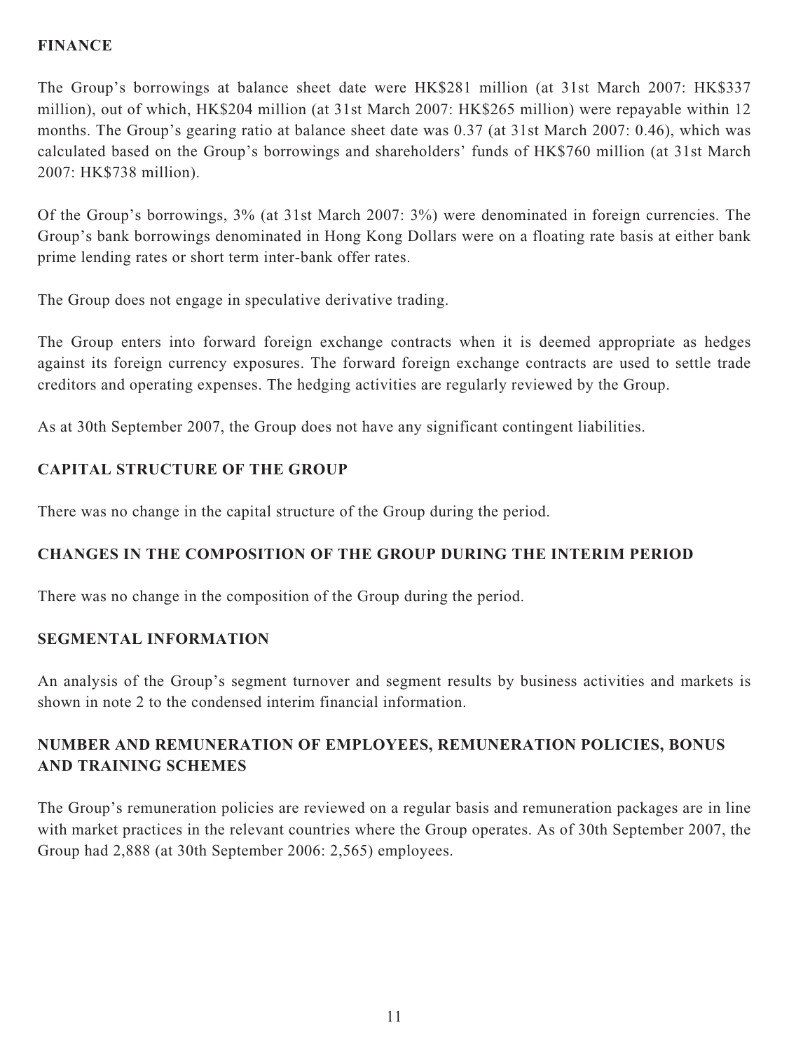## FINANCE

The Group's borrowings at balance sheet date were HK$281 million (at 31st March 2007: HK$337 million), out of which, HK$204 million (at 31st March 2007: HK$265 million) were repayable within 12 months. The Group's gearing ratio at balance sheet date was 0.37 (at 31st March 2007: 0.46), which was calculated based on the Group's borrowings and shareholders' funds of HK$760 million (at 31st March 2007: HK$738 million).

Of the Group's borrowings, 3% (at 31st March 2007: 3%) were denominated in foreign currencies. The Group's bank borrowings denominated in Hong Kong Dollars were on a floating rate basis at either bank prime lending rates or short term inter-bank offer rates.

The Group does not engage in speculative derivative trading.

The Group enters into forward foreign exchange contracts when it is deemed appropriate as hedges against its foreign currency exposures. The forward foreign exchange contracts are used to settle trade creditors and operating expenses. The hedging activities are regularly reviewed by the Group.

As at 30th September 2007, the Group does not have any significant contingent liabilities.

## CAPITAL STRUCTURE OF THE GROUP

There was no change in the capital structure of the Group during the period.

## CHANGES IN THE COMPOSITION OF THE GROUP DURING THE INTERIM PERIOD

There was no change in the composition of the Group during the period.

## SEGMENTAL INFORMATION

An analysis of the Group's segment turnover and segment results by business activities and markets is shown in note 2 to the condensed interim financial information.

## NUMBER AND REMUNERATION OF EMPLOYEES, REMUNERATION POLICIES, BONUS AND TRAINING SCHEMES

The Group's remuneration policies are reviewed on a regular basis and remuneration packages are in line with market practices in the relevant countries where the Group operates. As of 30th September 2007, the Group had 2,888 (at 30th September 2006: 2,565) employees.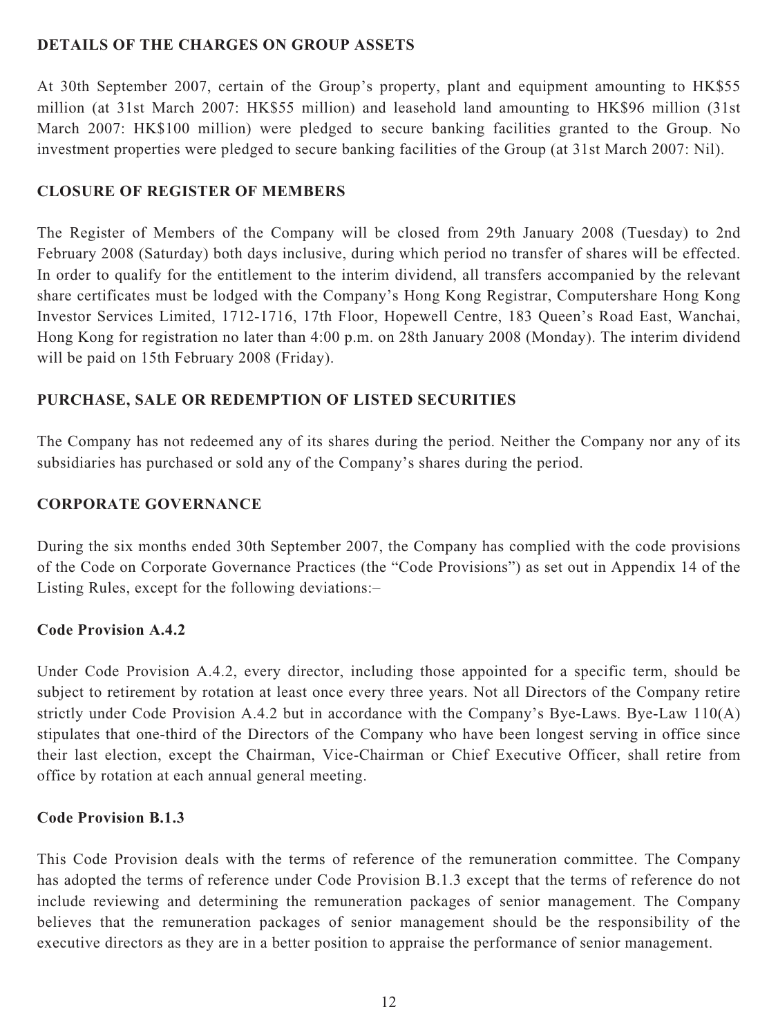## DETAILS OF THE CHARGES ON GROUP ASSETS

At 30th September 2007, certain of the Group's property, plant and equipment amounting to HK$55 million (at 31st March 2007: HK$55 million) and leasehold land amounting to HK$96 million (31st March 2007: HK$100 million) were pledged to secure banking facilities granted to the Group. No investment properties were pledged to secure banking facilities of the Group (at 31st March 2007: Nil).

## CLOSURE OF REGISTER OF MEMBERS

The Register of Members of the Company will be closed from 29th January 2008 (Tuesday) to 2nd February 2008 (Saturday) both days inclusive, during which period no transfer of shares will be effected. In order to qualify for the entitlement to the interim dividend, all transfers accompanied by the relevant share certificates must be lodged with the Company's Hong Kong Registrar, Computershare Hong Kong Investor Services Limited, 1712-1716, 17th Floor, Hopewell Centre, 183 Queen's Road East, Wanchai, Hong Kong for registration no later than 4:00 p.m. on 28th January 2008 (Monday). The interim dividend will be paid on 15th February 2008 (Friday).

## PURCHASE, SALE OR REDEMPTION OF LISTED SECURITIES

The Company has not redeemed any of its shares during the period. Neither the Company nor any of its subsidiaries has purchased or sold any of the Company's shares during the period.

## CORPORATE GOVERNANCE

During the six months ended 30th September 2007, the Company has complied with the code provisions of the Code on Corporate Governance Practices (the "Code Provisions") as set out in Appendix 14 of the Listing Rules, except for the following deviations:–

### Code Provision A.4.2

Under Code Provision A.4.2, every director, including those appointed for a specific term, should be subject to retirement by rotation at least once every three years. Not all Directors of the Company retire strictly under Code Provision A.4.2 but in accordance with the Company's Bye-Laws. Bye-Law 110(A) stipulates that one-third of the Directors of the Company who have been longest serving in office since their last election, except the Chairman, Vice-Chairman or Chief Executive Officer, shall retire from office by rotation at each annual general meeting.

### Code Provision B.1.3

This Code Provision deals with the terms of reference of the remuneration committee. The Company has adopted the terms of reference under Code Provision B.1.3 except that the terms of reference do not include reviewing and determining the remuneration packages of senior management. The Company believes that the remuneration packages of senior management should be the responsibility of the executive directors as they are in a better position to appraise the performance of senior management.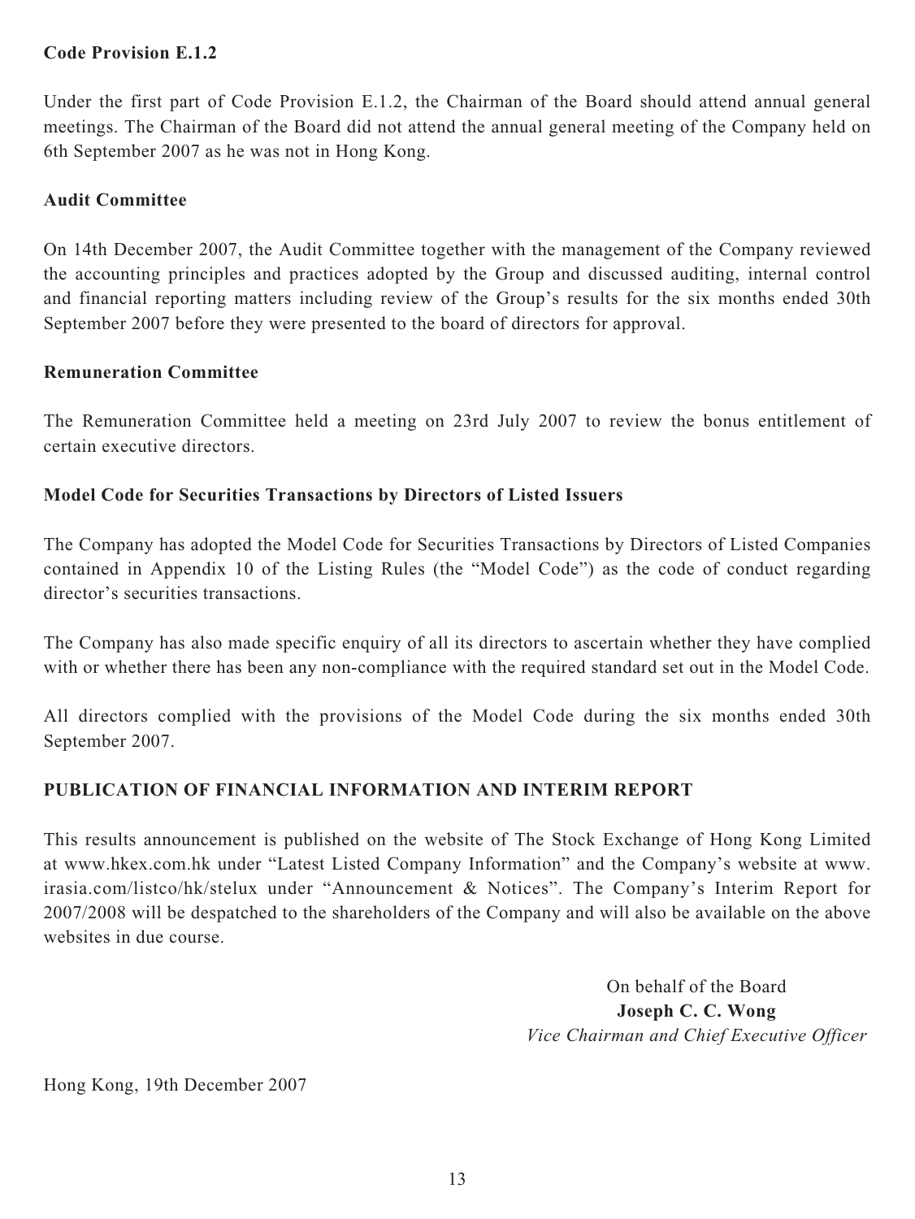**Code Provision E.1.2**

Under the first part of Code Provision E.1.2, the Chairman of the Board should attend annual general meetings. The Chairman of the Board did not attend the annual general meeting of the Company held on 6th September 2007 as he was not in Hong Kong.

**Audit Committee**

On 14th December 2007, the Audit Committee together with the management of the Company reviewed the accounting principles and practices adopted by the Group and discussed auditing, internal control and financial reporting matters including review of the Group's results for the six months ended 30th September 2007 before they were presented to the board of directors for approval.

**Remuneration Committee**

The Remuneration Committee held a meeting on 23rd July 2007 to review the bonus entitlement of certain executive directors.

**Model Code for Securities Transactions by Directors of Listed Issuers**

The Company has adopted the Model Code for Securities Transactions by Directors of Listed Companies contained in Appendix 10 of the Listing Rules (the "Model Code") as the code of conduct regarding director's securities transactions.

The Company has also made specific enquiry of all its directors to ascertain whether they have complied with or whether there has been any non-compliance with the required standard set out in the Model Code.

All directors complied with the provisions of the Model Code during the six months ended 30th September 2007.

## PUBLICATION OF FINANCIAL INFORMATION AND INTERIM REPORT

This results announcement is published on the website of The Stock Exchange of Hong Kong Limited at www.hkex.com.hk under "Latest Listed Company Information" and the Company's website at www.irasia.com/listco/hk/stelux under "Announcement & Notices". The Company's Interim Report for 2007/2008 will be despatched to the shareholders of the Company and will also be available on the above websites in due course.

On behalf of the Board
**Joseph C. C. Wong**
*Vice Chairman and Chief Executive Officer*

Hong Kong, 19th December 2007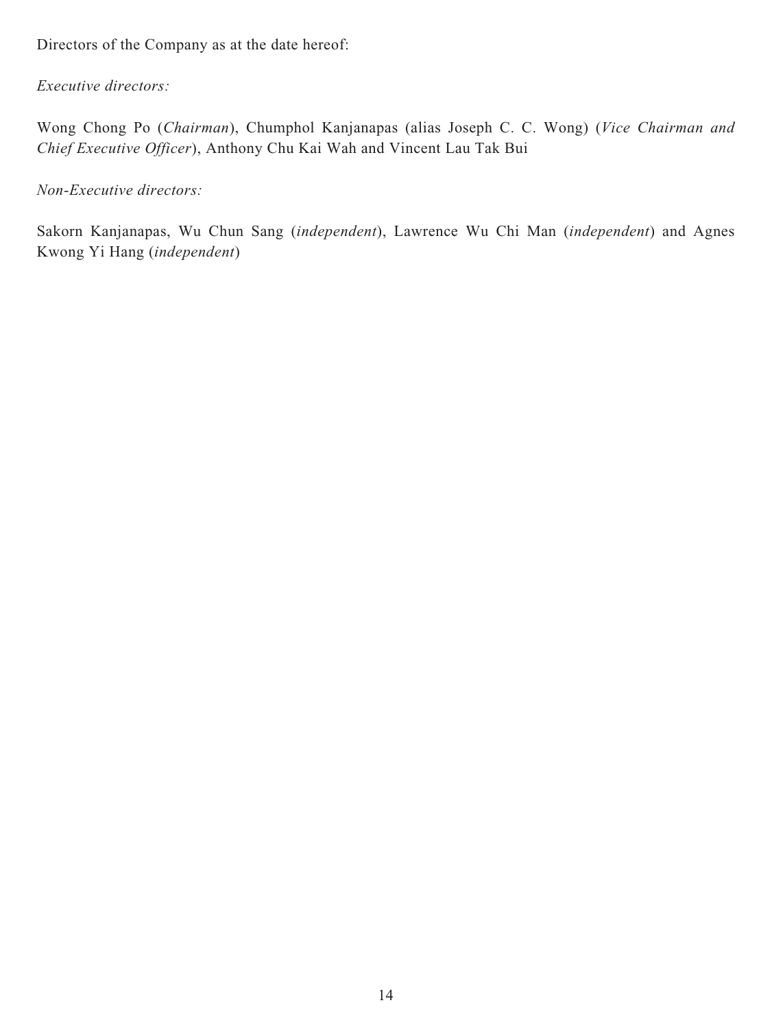Directors of the Company as at the date hereof:

*Executive directors:*

Wong Chong Po (*Chairman*), Chumphol Kanjanapas (alias Joseph C. C. Wong) (*Vice Chairman and Chief Executive Officer*), Anthony Chu Kai Wah and Vincent Lau Tak Bui

*Non-Executive directors:*

Sakorn Kanjanapas, Wu Chun Sang (*independent*), Lawrence Wu Chi Man (*independent*) and Agnes Kwong Yi Hang (*independent*)